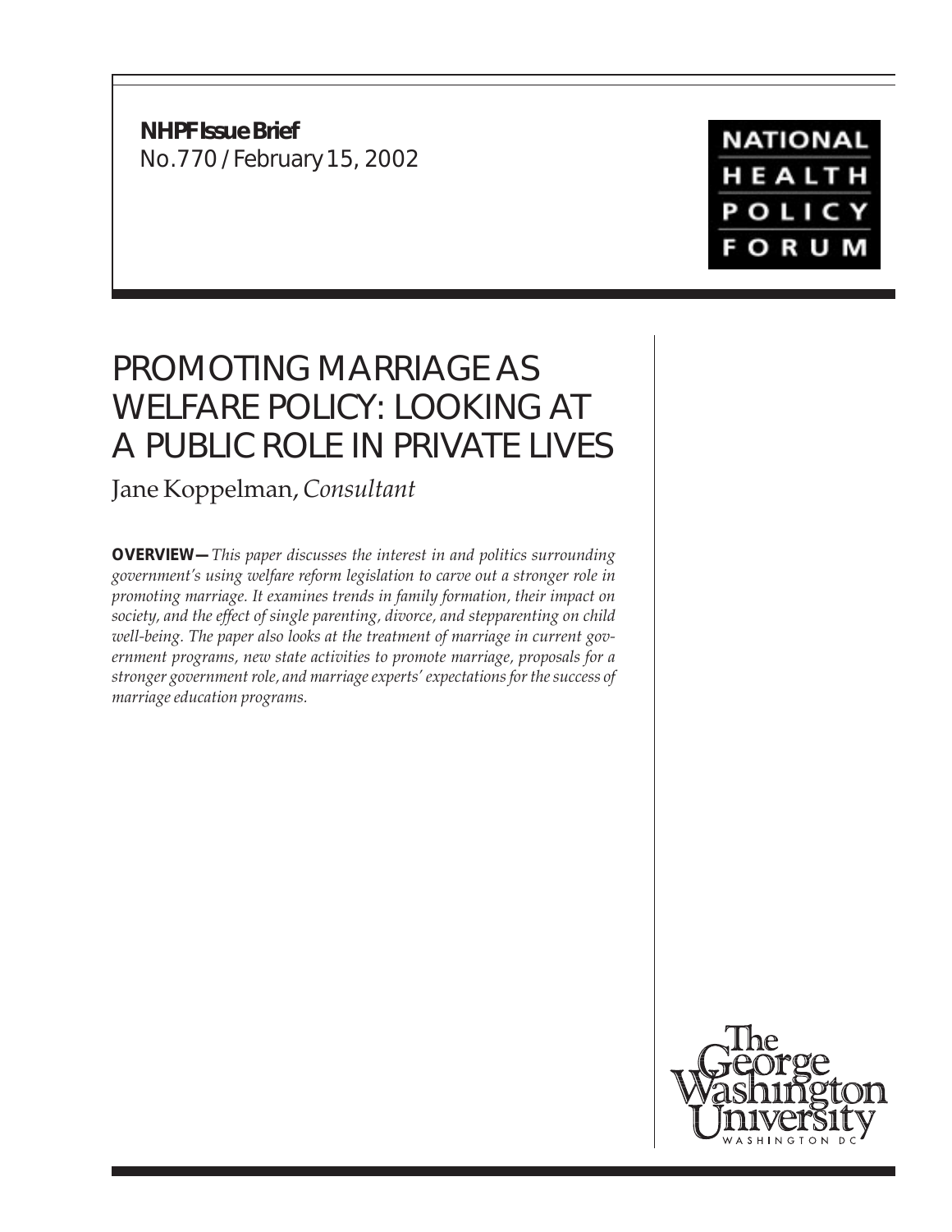**NHPF Issue Brief**
No.770 / February 15, 2002

NATIONAL HEALTH POLICY FORUM

# PROMOTING MARRIAGE AS WELFARE POLICY: LOOKING AT A PUBLIC ROLE IN PRIVATE LIVES

Jane Koppelman, *Consultant*

**OVERVIEW—** *This paper discusses the interest in and politics surrounding government's using welfare reform legislation to carve out a stronger role in promoting marriage. It examines trends in family formation, their impact on society, and the effect of single parenting, divorce, and stepparenting on child well-being. The paper also looks at the treatment of marriage in current government programs, new state activities to promote marriage, proposals for a stronger government role, and marriage experts' expectations for the success of marriage education programs.*

The George Washington University
WASHINGTON DC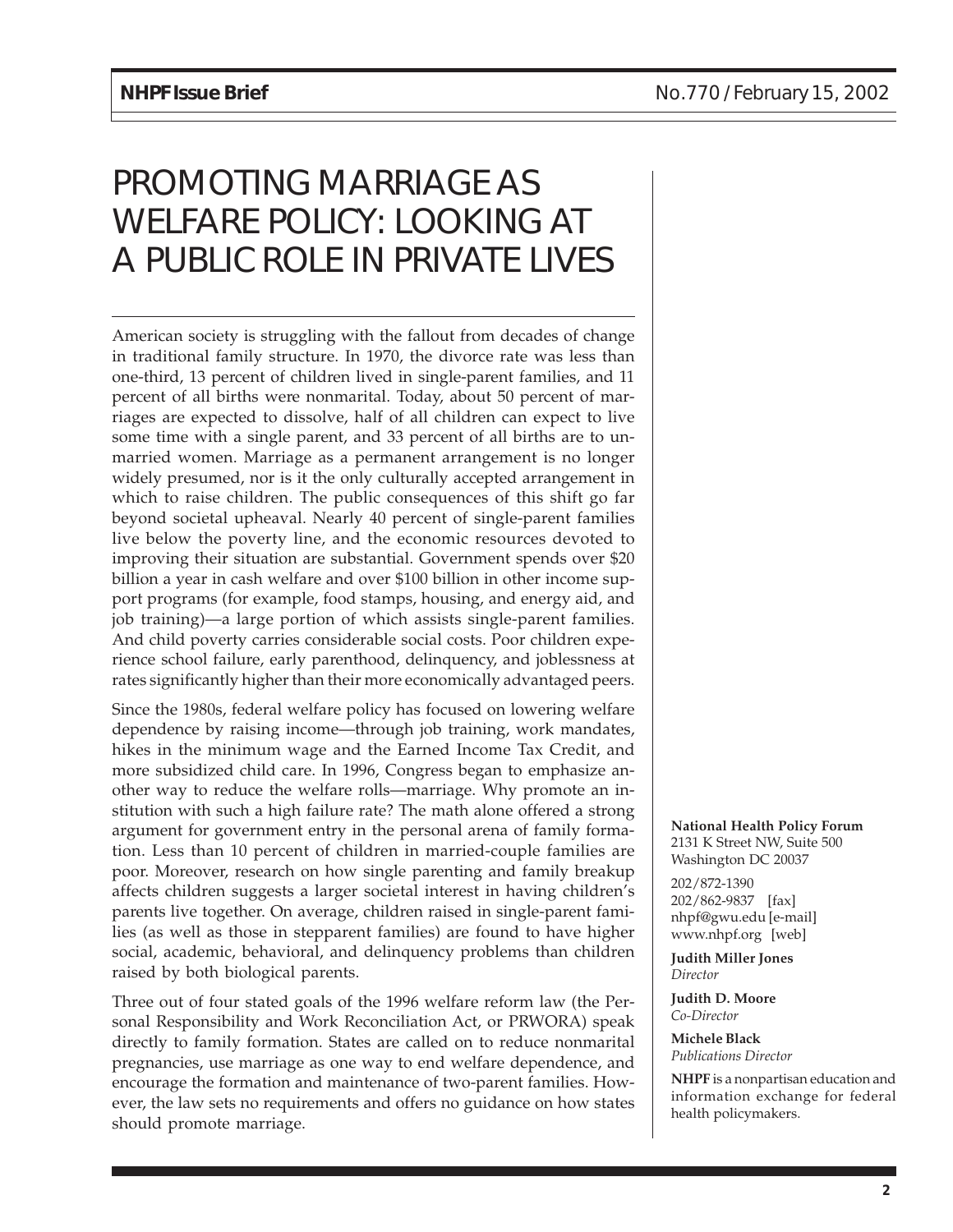# PROMOTING MARRIAGE AS WELFARE POLICY: LOOKING AT A PUBLIC ROLE IN PRIVATE LIVES

American society is struggling with the fallout from decades of change in traditional family structure. In 1970, the divorce rate was less than one-third, 13 percent of children lived in single-parent families, and 11 percent of all births were nonmarital. Today, about 50 percent of marriages are expected to dissolve, half of all children can expect to live some time with a single parent, and 33 percent of all births are to unmarried women. Marriage as a permanent arrangement is no longer widely presumed, nor is it the only culturally accepted arrangement in which to raise children. The public consequences of this shift go far beyond societal upheaval. Nearly 40 percent of single-parent families live below the poverty line, and the economic resources devoted to improving their situation are substantial. Government spends over $20 billion a year in cash welfare and over $100 billion in other income support programs (for example, food stamps, housing, and energy aid, and job training)—a large portion of which assists single-parent families. And child poverty carries considerable social costs. Poor children experience school failure, early parenthood, delinquency, and joblessness at rates significantly higher than their more economically advantaged peers.

Since the 1980s, federal welfare policy has focused on lowering welfare dependence by raising income—through job training, work mandates, hikes in the minimum wage and the Earned Income Tax Credit, and more subsidized child care. In 1996, Congress began to emphasize another way to reduce the welfare rolls—marriage. Why promote an institution with such a high failure rate? The math alone offered a strong argument for government entry in the personal arena of family formation. Less than 10 percent of children in married-couple families are poor. Moreover, research on how single parenting and family breakup affects children suggests a larger societal interest in having children's parents live together. On average, children raised in single-parent families (as well as those in stepparent families) are found to have higher social, academic, behavioral, and delinquency problems than children raised by both biological parents.

Three out of four stated goals of the 1996 welfare reform law (the Personal Responsibility and Work Reconciliation Act, or PRWORA) speak directly to family formation. States are called on to reduce nonmarital pregnancies, use marriage as one way to end welfare dependence, and encourage the formation and maintenance of two-parent families. However, the law sets no requirements and offers no guidance on how states should promote marriage.

**National Health Policy Forum**
2131 K Street NW, Suite 500
Washington DC 20037

202/872-1390
202/862-9837 [fax]
nhpf@gwu.edu [e-mail]
www.nhpf.org [web]

**Judith Miller Jones**
*Director*

**Judith D. Moore**
*Co-Director*

**Michele Black**
*Publications Director*

**NHPF** is a nonpartisan education and information exchange for federal health policymakers.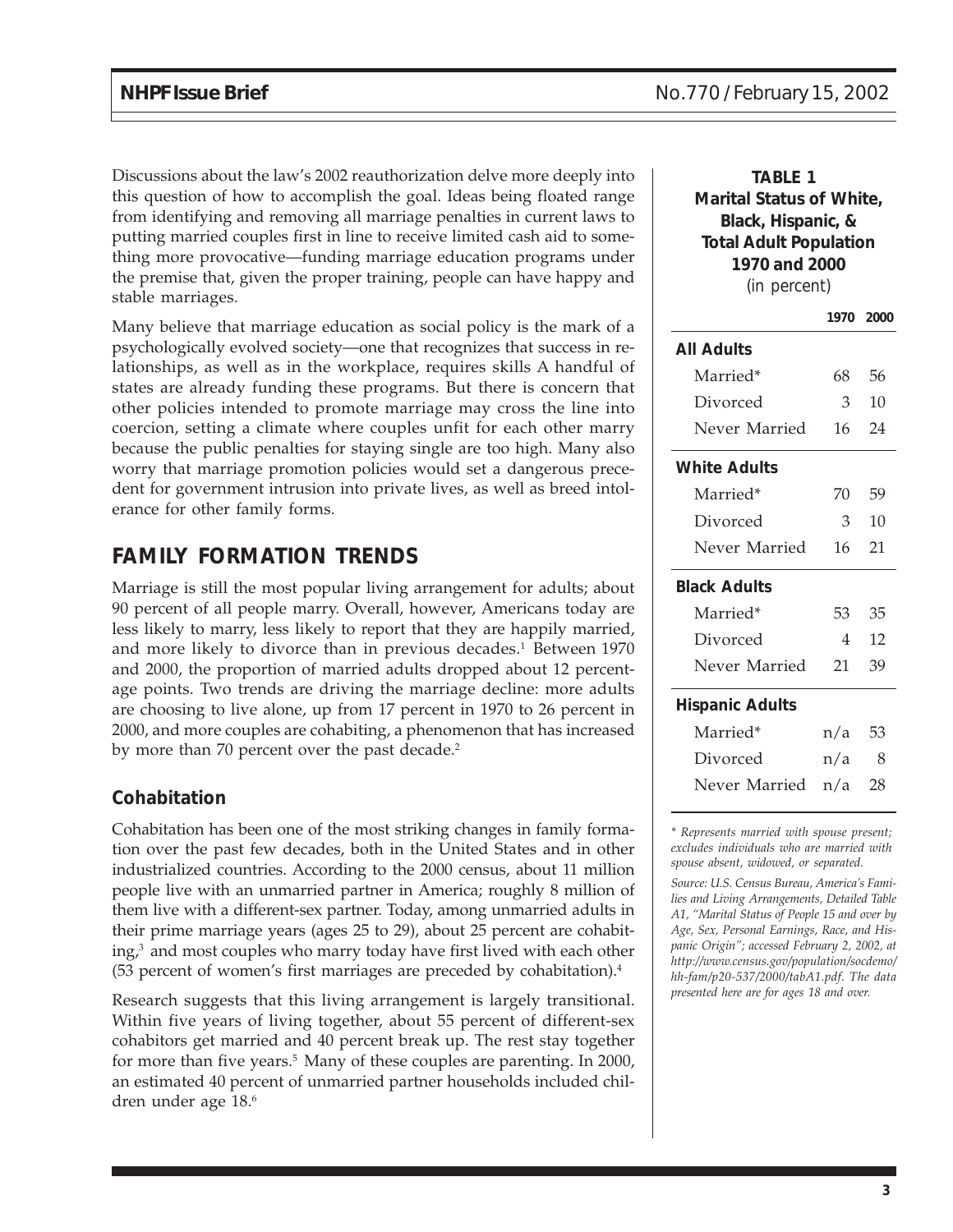Discussions about the law's 2002 reauthorization delve more deeply into this question of how to accomplish the goal. Ideas being floated range from identifying and removing all marriage penalties in current laws to putting married couples first in line to receive limited cash aid to something more provocative—funding marriage education programs under the premise that, given the proper training, people can have happy and stable marriages.

Many believe that marriage education as social policy is the mark of a psychologically evolved society—one that recognizes that success in relationships, as well as in the workplace, requires skills A handful of states are already funding these programs. But there is concern that other policies intended to promote marriage may cross the line into coercion, setting a climate where couples unfit for each other marry because the public penalties for staying single are too high. Many also worry that marriage promotion policies would set a dangerous precedent for government intrusion into private lives, as well as breed intolerance for other family forms.

## FAMILY FORMATION TRENDS

Marriage is still the most popular living arrangement for adults; about 90 percent of all people marry. Overall, however, Americans today are less likely to marry, less likely to report that they are happily married, and more likely to divorce than in previous decades.[1] Between 1970 and 2000, the proportion of married adults dropped about 12 percentage points. Two trends are driving the marriage decline: more adults are choosing to live alone, up from 17 percent in 1970 to 26 percent in 2000, and more couples are cohabiting, a phenomenon that has increased by more than 70 percent over the past decade.[2]

### Cohabitation

Cohabitation has been one of the most striking changes in family formation over the past few decades, both in the United States and in other industrialized countries. According to the 2000 census, about 11 million people live with an unmarried partner in America; roughly 8 million of them live with a different-sex partner. Today, among unmarried adults in their prime marriage years (ages 25 to 29), about 25 percent are cohabiting,[3] and most couples who marry today have first lived with each other (53 percent of women's first marriages are preceded by cohabitation).[4]

Research suggests that this living arrangement is largely transitional. Within five years of living together, about 55 percent of different-sex cohabitors get married and 40 percent break up. The rest stay together for more than five years.[5] Many of these couples are parenting. In 2000, an estimated 40 percent of unmarried partner households included children under age 18.[6]

**TABLE 1**
**Marital Status of White, Black, Hispanic, & Total Adult Population 1970 and 2000**
(in percent)

| | 1970 | 2000 |
|---|---|---|
| **All Adults** | | |
| Married* | 68 | 56 |
| Divorced | 3 | 10 |
| Never Married | 16 | 24 |
| **White Adults** | | |
| Married* | 70 | 59 |
| Divorced | 3 | 10 |
| Never Married | 16 | 21 |
| **Black Adults** | | |
| Married* | 53 | 35 |
| Divorced | 4 | 12 |
| Never Married | 21 | 39 |
| **Hispanic Adults** | | |
| Married* | n/a | 53 |
| Divorced | n/a | 8 |
| Never Married | n/a | 28 |

*\* Represents married with spouse present; excludes individuals who are married with spouse absent, widowed, or separated.*

*Source: U.S. Census Bureau, America's Families and Living Arrangements, Detailed Table A1, "Marital Status of People 15 and over by Age, Sex, Personal Earnings, Race, and Hispanic Origin"; accessed February 2, 2002, at http://www.census.gov/population/socdemo/hh-fam/p20-537/2000/tabA1.pdf. The data presented here are for ages 18 and over.*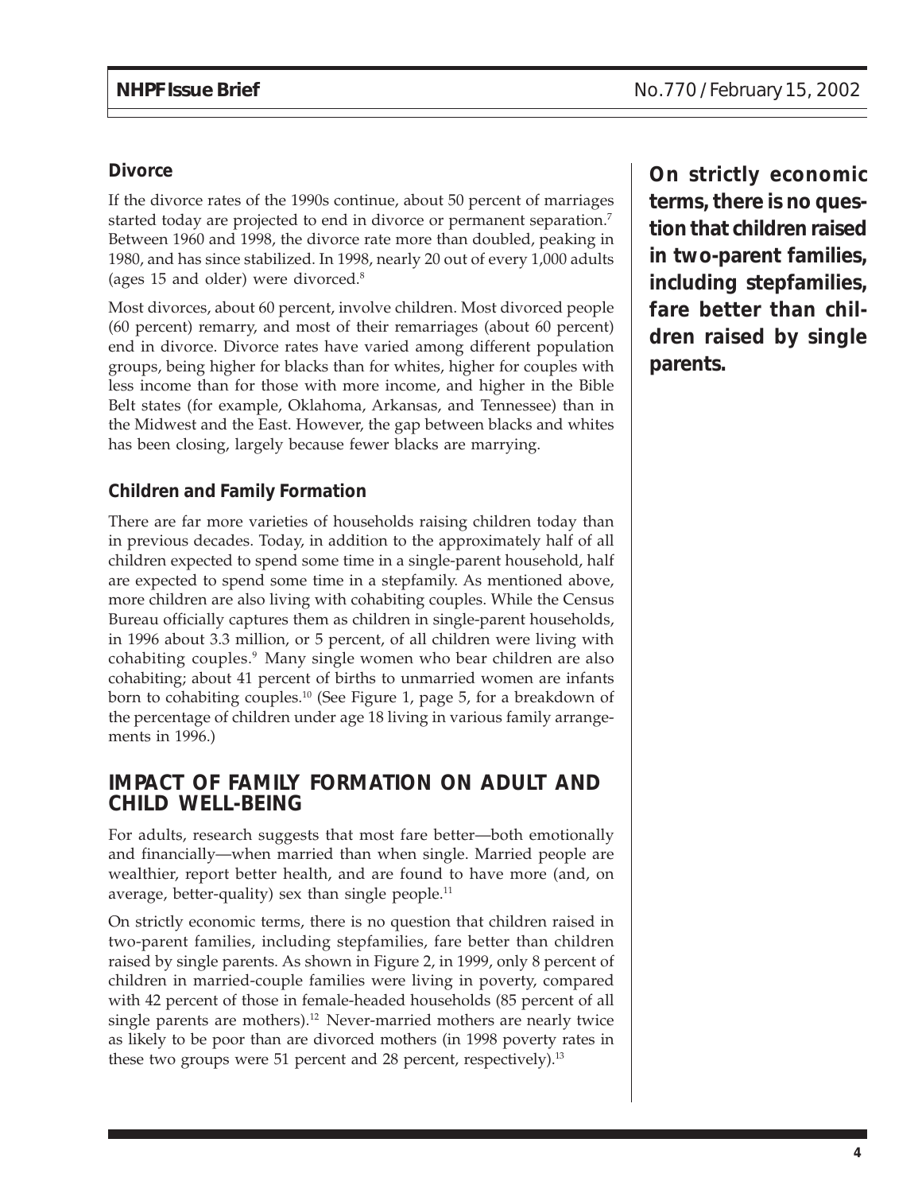### Divorce

If the divorce rates of the 1990s continue, about 50 percent of marriages started today are projected to end in divorce or permanent separation.[7] Between 1960 and 1998, the divorce rate more than doubled, peaking in 1980, and has since stabilized. In 1998, nearly 20 out of every 1,000 adults (ages 15 and older) were divorced.[8]

Most divorces, about 60 percent, involve children. Most divorced people (60 percent) remarry, and most of their remarriages (about 60 percent) end in divorce. Divorce rates have varied among different population groups, being higher for blacks than for whites, higher for couples with less income than for those with more income, and higher in the Bible Belt states (for example, Oklahoma, Arkansas, and Tennessee) than in the Midwest and the East. However, the gap between blacks and whites has been closing, largely because fewer blacks are marrying.

### Children and Family Formation

There are far more varieties of households raising children today than in previous decades. Today, in addition to the approximately half of all children expected to spend some time in a single-parent household, half are expected to spend some time in a stepfamily. As mentioned above, more children are also living with cohabiting couples. While the Census Bureau officially captures them as children in single-parent households, in 1996 about 3.3 million, or 5 percent, of all children were living with cohabiting couples.[9] Many single women who bear children are also cohabiting; about 41 percent of births to unmarried women are infants born to cohabiting couples.[10] (See Figure 1, page 5, for a breakdown of the percentage of children under age 18 living in various family arrangements in 1996.)

## IMPACT OF FAMILY FORMATION ON ADULT AND CHILD WELL-BEING

For adults, research suggests that most fare better—both emotionally and financially—when married than when single. Married people are wealthier, report better health, and are found to have more (and, on average, better-quality) sex than single people.[11]

On strictly economic terms, there is no question that children raised in two-parent families, including stepfamilies, fare better than children raised by single parents. As shown in Figure 2, in 1999, only 8 percent of children in married-couple families were living in poverty, compared with 42 percent of those in female-headed households (85 percent of all single parents are mothers).[12] Never-married mothers are nearly twice as likely to be poor than are divorced mothers (in 1998 poverty rates in these two groups were 51 percent and 28 percent, respectively).[13]

**On strictly economic terms, there is no question that children raised in two-parent families, including stepfamilies, fare better than children raised by single parents.**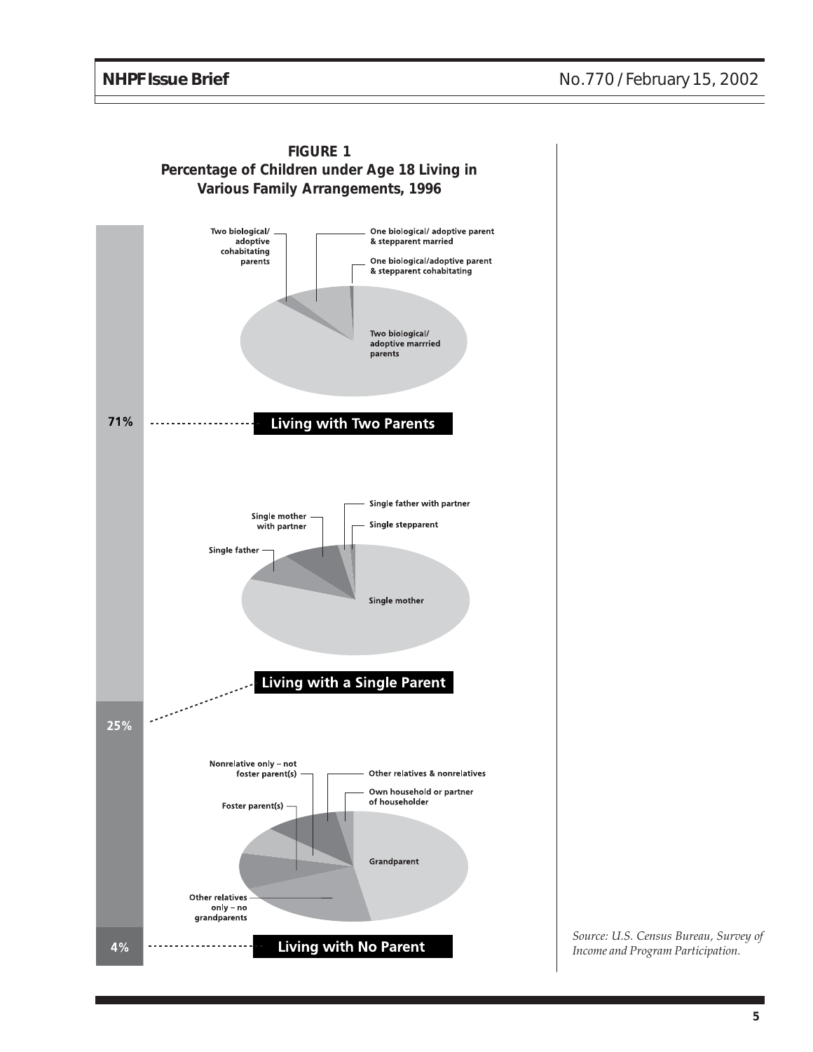**FIGURE 1**
**Percentage of Children under Age 18 Living in Various Family Arrangements, 1996**

Two biological/ adoptive cohabitating parents

One biological/ adoptive parent & stepparent married

One biological/adoptive parent & stepparent cohabitating

Two biological/ adoptive marrried parents

71% **Living with Two Parents**

Single mother with partner

Single father with partner

Single stepparent

Single father

Single mother

**Living with a Single Parent**

25%

Nonrelative only – not foster parent(s)

Other relatives & nonrelatives

Own household or partner of householder

Foster parent(s)

Grandparent

Other relatives only – no grandparents

4% **Living with No Parent**

*Source: U.S. Census Bureau, Survey of Income and Program Participation.*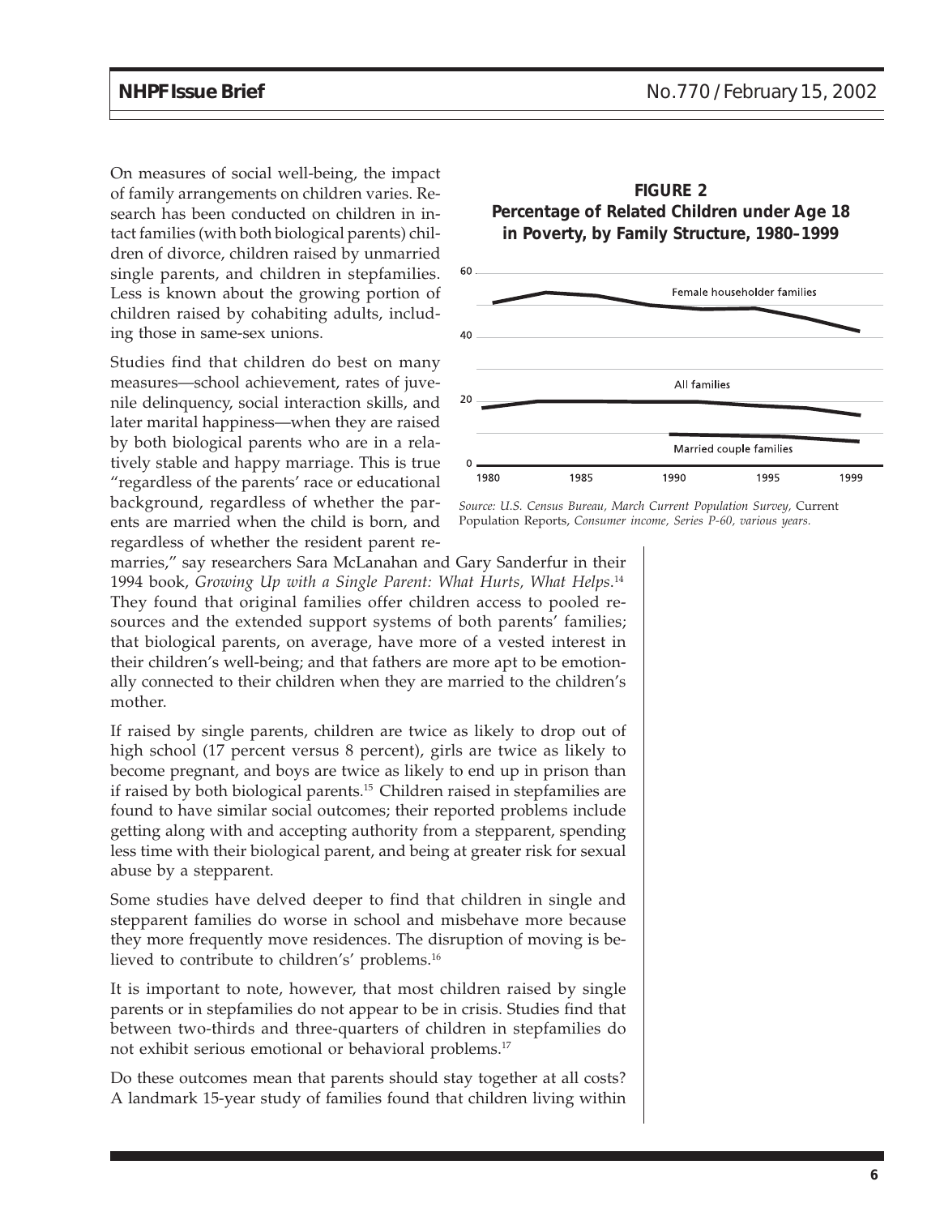On measures of social well-being, the impact of family arrangements on children varies. Research has been conducted on children in intact families (with both biological parents) children of divorce, children raised by unmarried single parents, and children in stepfamilies. Less is known about the growing portion of children raised by cohabiting adults, including those in same-sex unions.

Studies find that children do best on many measures—school achievement, rates of juvenile delinquency, social interaction skills, and later marital happiness—when they are raised by both biological parents who are in a relatively stable and happy marriage. This is true "regardless of the parents' race or educational background, regardless of whether the parents are married when the child is born, and regardless of whether the resident parent remarries," say researchers Sara McLanahan and Gary Sanderfur in their 1994 book, *Growing Up with a Single Parent: What Hurts, What Helps*.[14] They found that original families offer children access to pooled resources and the extended support systems of both parents' families; that biological parents, on average, have more of a vested interest in their children's well-being; and that fathers are more apt to be emotionally connected to their children when they are married to the children's mother.

**FIGURE 2**
**Percentage of Related Children under Age 18 in Poverty, by Family Structure, 1980–1999**

*Source: U.S. Census Bureau, March Current Population Survey,* Current Population Reports, *Consumer income, Series P-60, various years.*

If raised by single parents, children are twice as likely to drop out of high school (17 percent versus 8 percent), girls are twice as likely to become pregnant, and boys are twice as likely to end up in prison than if raised by both biological parents.[15] Children raised in stepfamilies are found to have similar social outcomes; their reported problems include getting along with and accepting authority from a stepparent, spending less time with their biological parent, and being at greater risk for sexual abuse by a stepparent.

Some studies have delved deeper to find that children in single and stepparent families do worse in school and misbehave more because they more frequently move residences. The disruption of moving is believed to contribute to childrens' problems.[16]

It is important to note, however, that most children raised by single parents or in stepfamilies do not appear to be in crisis. Studies find that between two-thirds and three-quarters of children in stepfamilies do not exhibit serious emotional or behavioral problems.[17]

Do these outcomes mean that parents should stay together at all costs? A landmark 15-year study of families found that children living within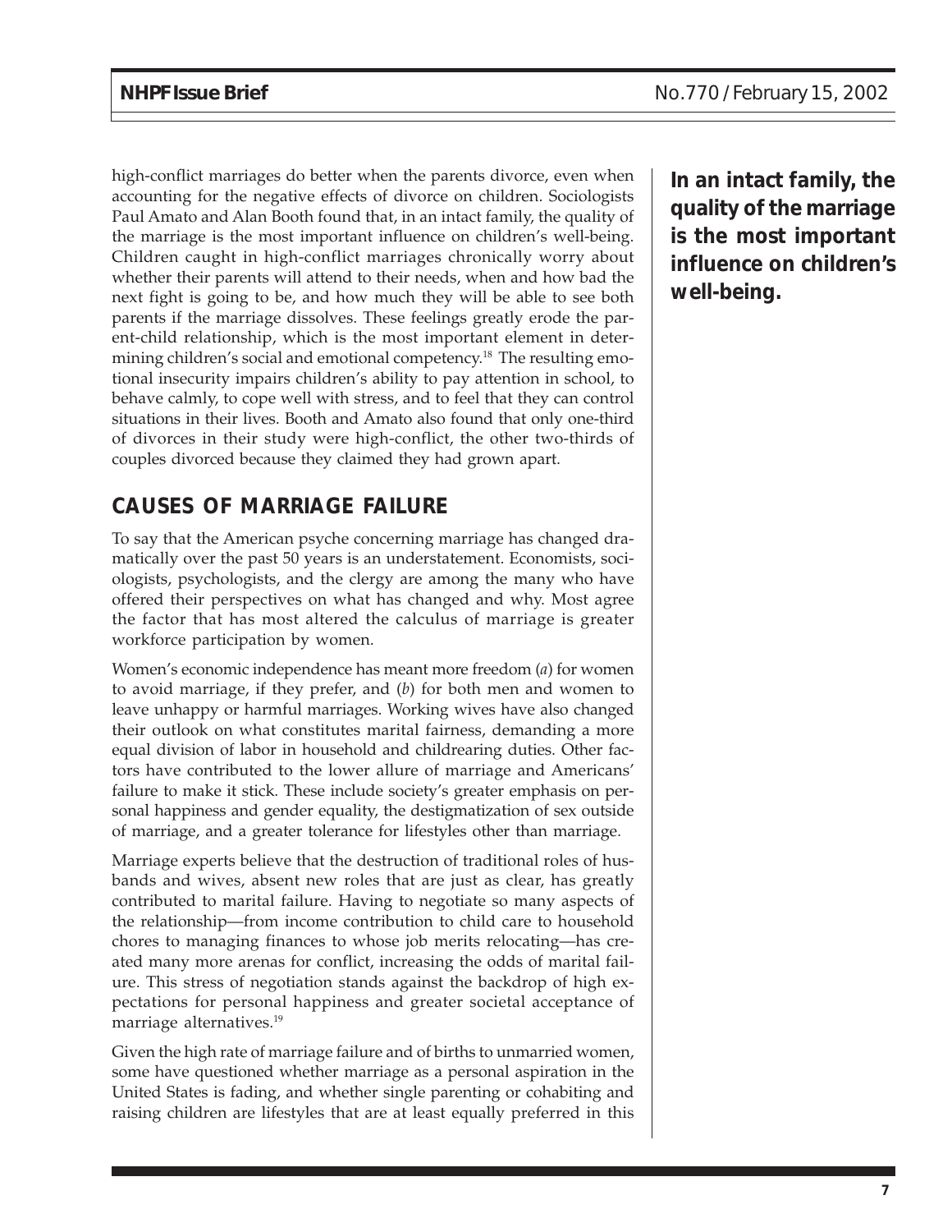high-conflict marriages do better when the parents divorce, even when accounting for the negative effects of divorce on children. Sociologists Paul Amato and Alan Booth found that, in an intact family, the quality of the marriage is the most important influence on children's well-being. Children caught in high-conflict marriages chronically worry about whether their parents will attend to their needs, when and how bad the next fight is going to be, and how much they will be able to see both parents if the marriage dissolves. These feelings greatly erode the parent-child relationship, which is the most important element in determining children's social and emotional competency.[18] The resulting emotional insecurity impairs children's ability to pay attention in school, to behave calmly, to cope well with stress, and to feel that they can control situations in their lives. Booth and Amato also found that only one-third of divorces in their study were high-conflict, the other two-thirds of couples divorced because they claimed they had grown apart.

**In an intact family, the quality of the marriage is the most important influence on children's well-being.**

## CAUSES OF MARRIAGE FAILURE

To say that the American psyche concerning marriage has changed dramatically over the past 50 years is an understatement. Economists, sociologists, psychologists, and the clergy are among the many who have offered their perspectives on what has changed and why. Most agree the factor that has most altered the calculus of marriage is greater workforce participation by women.

Women's economic independence has meant more freedom (*a*) for women to avoid marriage, if they prefer, and (*b*) for both men and women to leave unhappy or harmful marriages. Working wives have also changed their outlook on what constitutes marital fairness, demanding a more equal division of labor in household and childrearing duties. Other factors have contributed to the lower allure of marriage and Americans' failure to make it stick. These include society's greater emphasis on personal happiness and gender equality, the destigmatization of sex outside of marriage, and a greater tolerance for lifestyles other than marriage.

Marriage experts believe that the destruction of traditional roles of husbands and wives, absent new roles that are just as clear, has greatly contributed to marital failure. Having to negotiate so many aspects of the relationship—from income contribution to child care to household chores to managing finances to whose job merits relocating—has created many more arenas for conflict, increasing the odds of marital failure. This stress of negotiation stands against the backdrop of high expectations for personal happiness and greater societal acceptance of marriage alternatives.[19]

Given the high rate of marriage failure and of births to unmarried women, some have questioned whether marriage as a personal aspiration in the United States is fading, and whether single parenting or cohabiting and raising children are lifestyles that are at least equally preferred in this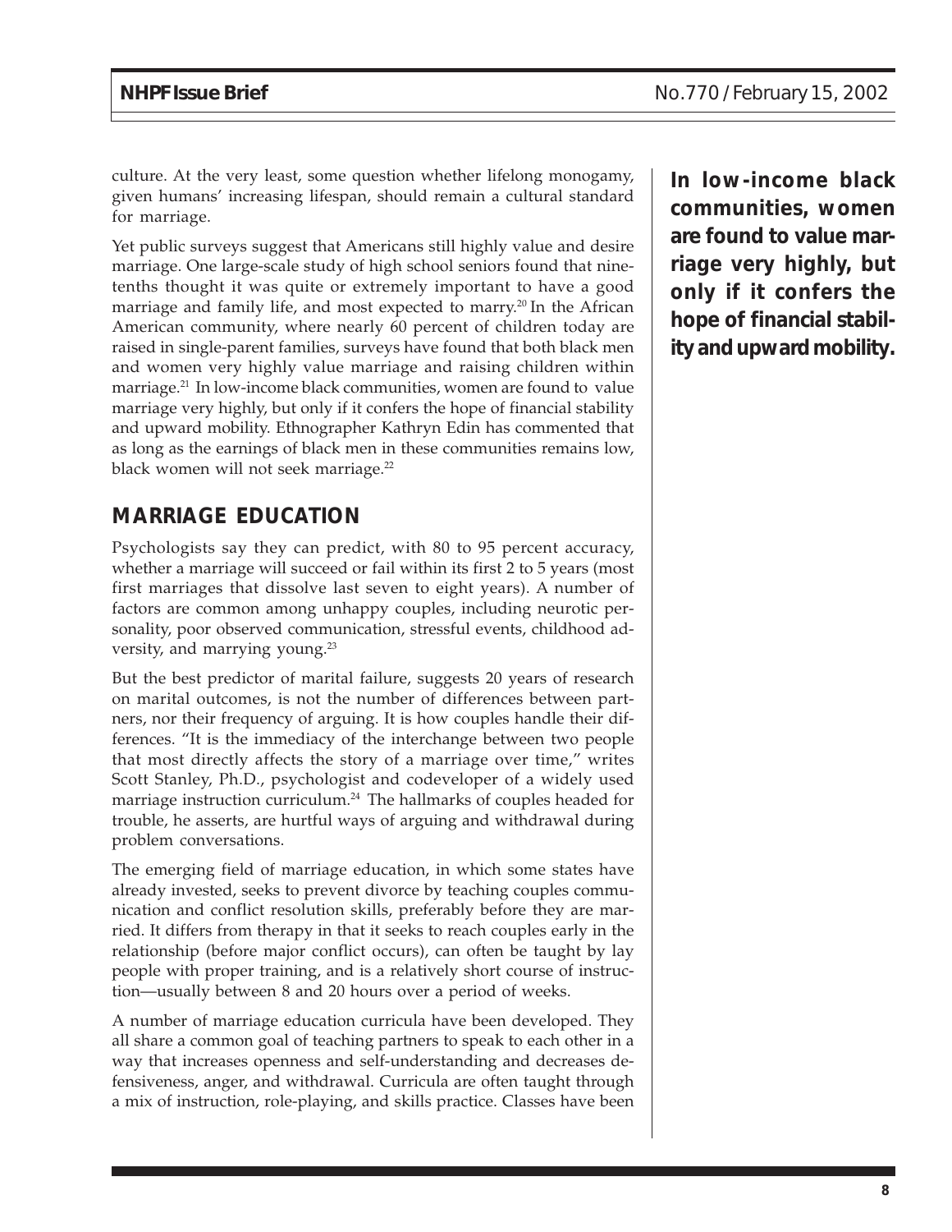culture. At the very least, some question whether lifelong monogamy, given humans' increasing lifespan, should remain a cultural standard for marriage.

Yet public surveys suggest that Americans still highly value and desire marriage. One large-scale study of high school seniors found that nine-tenths thought it was quite or extremely important to have a good marriage and family life, and most expected to marry.[20] In the African American community, where nearly 60 percent of children today are raised in single-parent families, surveys have found that both black men and women very highly value marriage and raising children within marriage.[21] In low-income black communities, women are found to value marriage very highly, but only if it confers the hope of financial stability and upward mobility. Ethnographer Kathryn Edin has commented that as long as the earnings of black men in these communities remains low, black women will not seek marriage.[22]

**In low-income black communities, women are found to value marriage very highly, but only if it confers the hope of financial stability and upward mobility.**

## MARRIAGE EDUCATION

Psychologists say they can predict, with 80 to 95 percent accuracy, whether a marriage will succeed or fail within its first 2 to 5 years (most first marriages that dissolve last seven to eight years). A number of factors are common among unhappy couples, including neurotic personality, poor observed communication, stressful events, childhood adversity, and marrying young.[23]

But the best predictor of marital failure, suggests 20 years of research on marital outcomes, is not the number of differences between partners, nor their frequency of arguing. It is how couples handle their differences. "It is the immediacy of the interchange between two people that most directly affects the story of a marriage over time," writes Scott Stanley, Ph.D., psychologist and codeveloper of a widely used marriage instruction curriculum.[24] The hallmarks of couples headed for trouble, he asserts, are hurtful ways of arguing and withdrawal during problem conversations.

The emerging field of marriage education, in which some states have already invested, seeks to prevent divorce by teaching couples communication and conflict resolution skills, preferably before they are married. It differs from therapy in that it seeks to reach couples early in the relationship (before major conflict occurs), can often be taught by lay people with proper training, and is a relatively short course of instruction—usually between 8 and 20 hours over a period of weeks.

A number of marriage education curricula have been developed. They all share a common goal of teaching partners to speak to each other in a way that increases openness and self-understanding and decreases defensiveness, anger, and withdrawal. Curricula are often taught through a mix of instruction, role-playing, and skills practice. Classes have been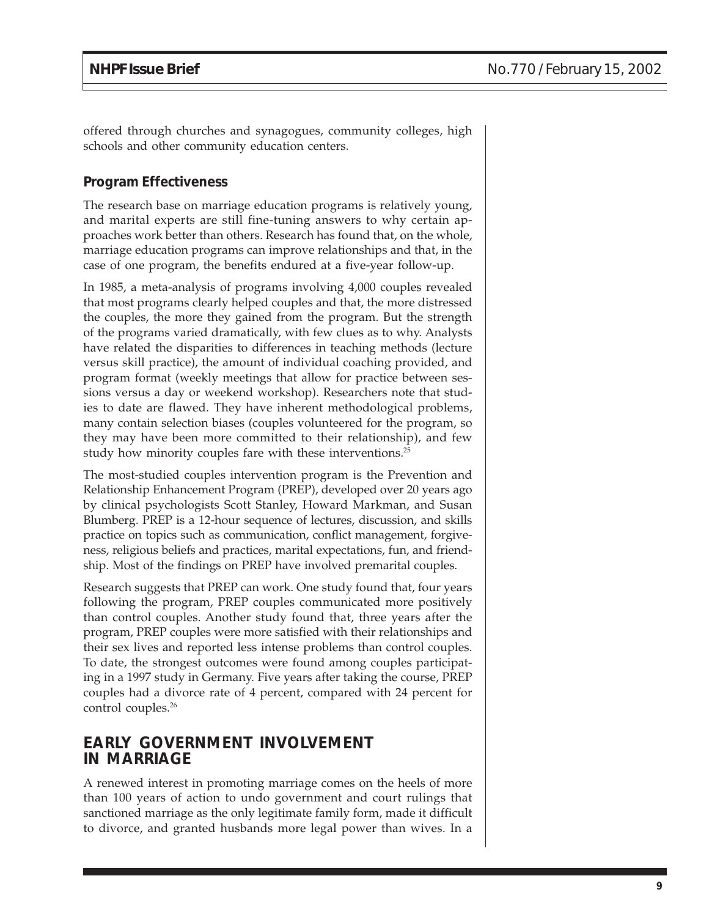offered through churches and synagogues, community colleges, high schools and other community education centers.

### Program Effectiveness

The research base on marriage education programs is relatively young, and marital experts are still fine-tuning answers to why certain approaches work better than others. Research has found that, on the whole, marriage education programs can improve relationships and that, in the case of one program, the benefits endured at a five-year follow-up.

In 1985, a meta-analysis of programs involving 4,000 couples revealed that most programs clearly helped couples and that, the more distressed the couples, the more they gained from the program. But the strength of the programs varied dramatically, with few clues as to why. Analysts have related the disparities to differences in teaching methods (lecture versus skill practice), the amount of individual coaching provided, and program format (weekly meetings that allow for practice between sessions versus a day or weekend workshop). Researchers note that studies to date are flawed. They have inherent methodological problems, many contain selection biases (couples volunteered for the program, so they may have been more committed to their relationship), and few study how minority couples fare with these interventions.[25]

The most-studied couples intervention program is the Prevention and Relationship Enhancement Program (PREP), developed over 20 years ago by clinical psychologists Scott Stanley, Howard Markman, and Susan Blumberg. PREP is a 12-hour sequence of lectures, discussion, and skills practice on topics such as communication, conflict management, forgiveness, religious beliefs and practices, marital expectations, fun, and friendship. Most of the findings on PREP have involved premarital couples.

Research suggests that PREP can work. One study found that, four years following the program, PREP couples communicated more positively than control couples. Another study found that, three years after the program, PREP couples were more satisfied with their relationships and their sex lives and reported less intense problems than control couples. To date, the strongest outcomes were found among couples participating in a 1997 study in Germany. Five years after taking the course, PREP couples had a divorce rate of 4 percent, compared with 24 percent for control couples.[26]

## EARLY GOVERNMENT INVOLVEMENT IN MARRIAGE

A renewed interest in promoting marriage comes on the heels of more than 100 years of action to undo government and court rulings that sanctioned marriage as the only legitimate family form, made it difficult to divorce, and granted husbands more legal power than wives. In a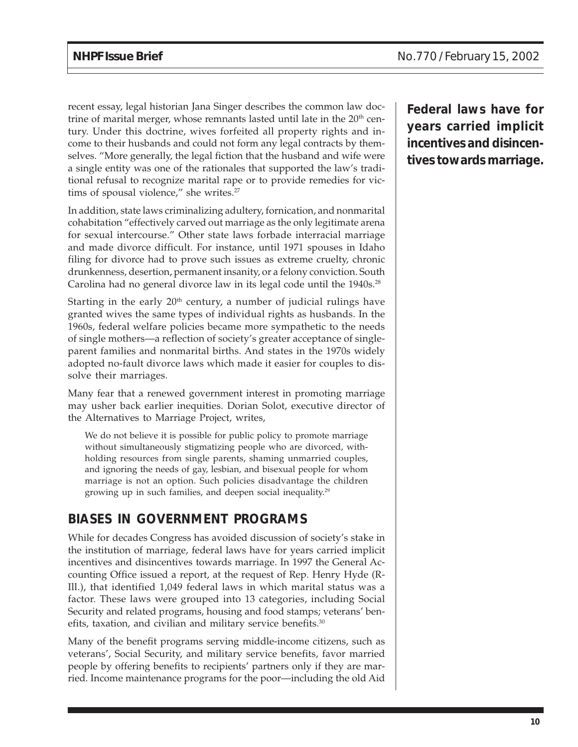recent essay, legal historian Jana Singer describes the common law doctrine of marital merger, whose remnants lasted until late in the 20th century. Under this doctrine, wives forfeited all property rights and income to their husbands and could not form any legal contracts by themselves. "More generally, the legal fiction that the husband and wife were a single entity was one of the rationales that supported the law's traditional refusal to recognize marital rape or to provide remedies for victims of spousal violence," she writes.[27]

In addition, state laws criminalizing adultery, fornication, and nonmarital cohabitation "effectively carved out marriage as the only legitimate arena for sexual intercourse." Other state laws forbade interracial marriage and made divorce difficult. For instance, until 1971 spouses in Idaho filing for divorce had to prove such issues as extreme cruelty, chronic drunkenness, desertion, permanent insanity, or a felony conviction. South Carolina had no general divorce law in its legal code until the 1940s.[28]

Starting in the early 20th century, a number of judicial rulings have granted wives the same types of individual rights as husbands. In the 1960s, federal welfare policies became more sympathetic to the needs of single mothers—a reflection of society's greater acceptance of single-parent families and nonmarital births. And states in the 1970s widely adopted no-fault divorce laws which made it easier for couples to dissolve their marriages.

Many fear that a renewed government interest in promoting marriage may usher back earlier inequities. Dorian Solot, executive director of the Alternatives to Marriage Project, writes,

> We do not believe it is possible for public policy to promote marriage without simultaneously stigmatizing people who are divorced, withholding resources from single parents, shaming unmarried couples, and ignoring the needs of gay, lesbian, and bisexual people for whom marriage is not an option. Such policies disadvantage the children growing up in such families, and deepen social inequality.[29]

## BIASES IN GOVERNMENT PROGRAMS

While for decades Congress has avoided discussion of society's stake in the institution of marriage, federal laws have for years carried implicit incentives and disincentives towards marriage. In 1997 the General Accounting Office issued a report, at the request of Rep. Henry Hyde (R-Ill.), that identified 1,049 federal laws in which marital status was a factor. These laws were grouped into 13 categories, including Social Security and related programs, housing and food stamps; veterans' benefits, taxation, and civilian and military service benefits.[30]

Many of the benefit programs serving middle-income citizens, such as veterans', Social Security, and military service benefits, favor married people by offering benefits to recipients' partners only if they are married. Income maintenance programs for the poor—including the old Aid

**Federal laws have for years carried implicit incentives and disincentives towards marriage.**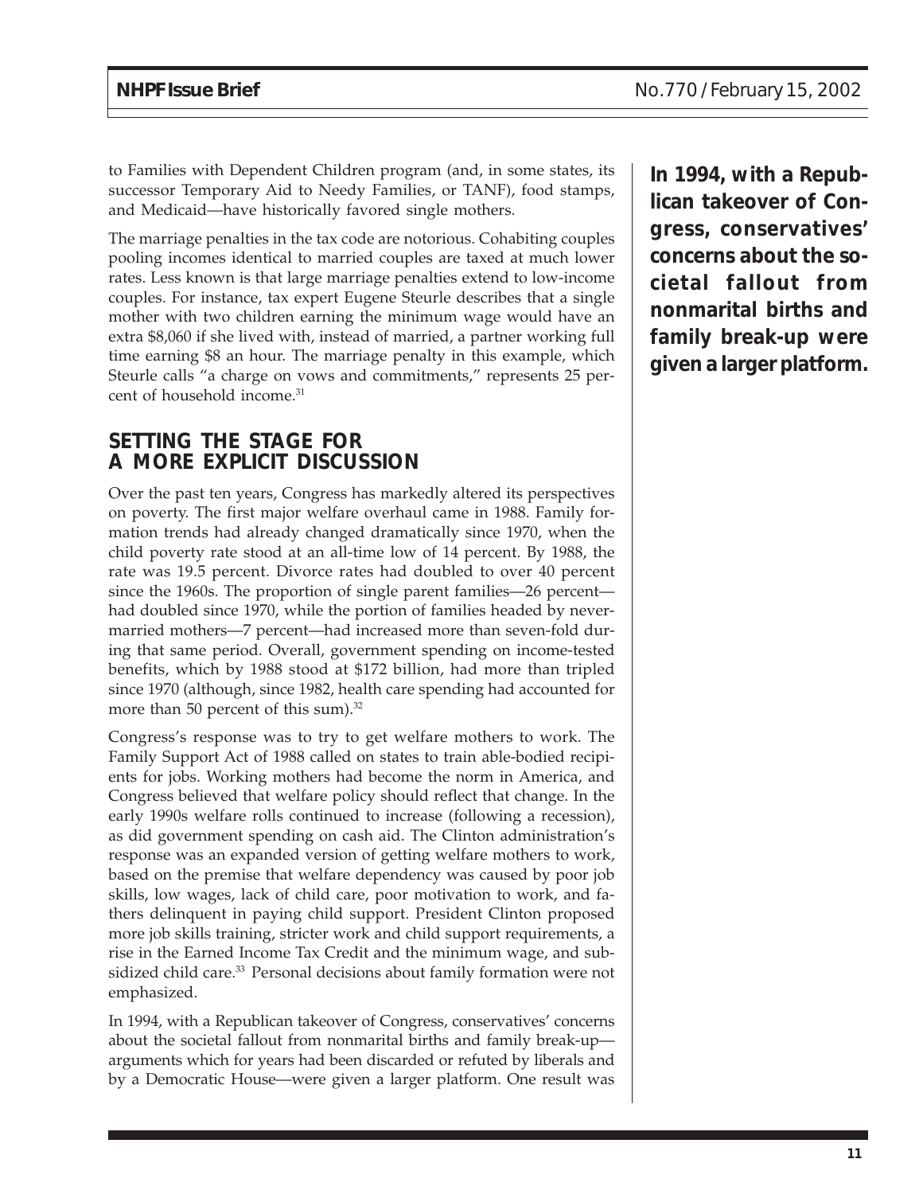to Families with Dependent Children program (and, in some states, its successor Temporary Aid to Needy Families, or TANF), food stamps, and Medicaid—have historically favored single mothers.

The marriage penalties in the tax code are notorious. Cohabiting couples pooling incomes identical to married couples are taxed at much lower rates. Less known is that large marriage penalties extend to low-income couples. For instance, tax expert Eugene Steurle describes that a single mother with two children earning the minimum wage would have an extra $8,060 if she lived with, instead of married, a partner working full time earning $8 an hour. The marriage penalty in this example, which Steurle calls "a charge on vows and commitments," represents 25 percent of household income.[31]

## SETTING THE STAGE FOR A MORE EXPLICIT DISCUSSION

Over the past ten years, Congress has markedly altered its perspectives on poverty. The first major welfare overhaul came in 1988. Family formation trends had already changed dramatically since 1970, when the child poverty rate stood at an all-time low of 14 percent. By 1988, the rate was 19.5 percent. Divorce rates had doubled to over 40 percent since the 1960s. The proportion of single parent families—26 percent—had doubled since 1970, while the portion of families headed by never-married mothers—7 percent—had increased more than seven-fold during that same period. Overall, government spending on income-tested benefits, which by 1988 stood at $172 billion, had more than tripled since 1970 (although, since 1982, health care spending had accounted for more than 50 percent of this sum).[32]

Congress's response was to try to get welfare mothers to work. The Family Support Act of 1988 called on states to train able-bodied recipients for jobs. Working mothers had become the norm in America, and Congress believed that welfare policy should reflect that change. In the early 1990s welfare rolls continued to increase (following a recession), as did government spending on cash aid. The Clinton administration's response was an expanded version of getting welfare mothers to work, based on the premise that welfare dependency was caused by poor job skills, low wages, lack of child care, poor motivation to work, and fathers delinquent in paying child support. President Clinton proposed more job skills training, stricter work and child support requirements, a rise in the Earned Income Tax Credit and the minimum wage, and subsidized child care.[33] Personal decisions about family formation were not emphasized.

In 1994, with a Republican takeover of Congress, conservatives' concerns about the societal fallout from nonmarital births and family break-up—arguments which for years had been discarded or refuted by liberals and by a Democratic House—were given a larger platform. One result was

**In 1994, with a Republican takeover of Congress, conservatives' concerns about the societal fallout from nonmarital births and family break-up were given a larger platform.**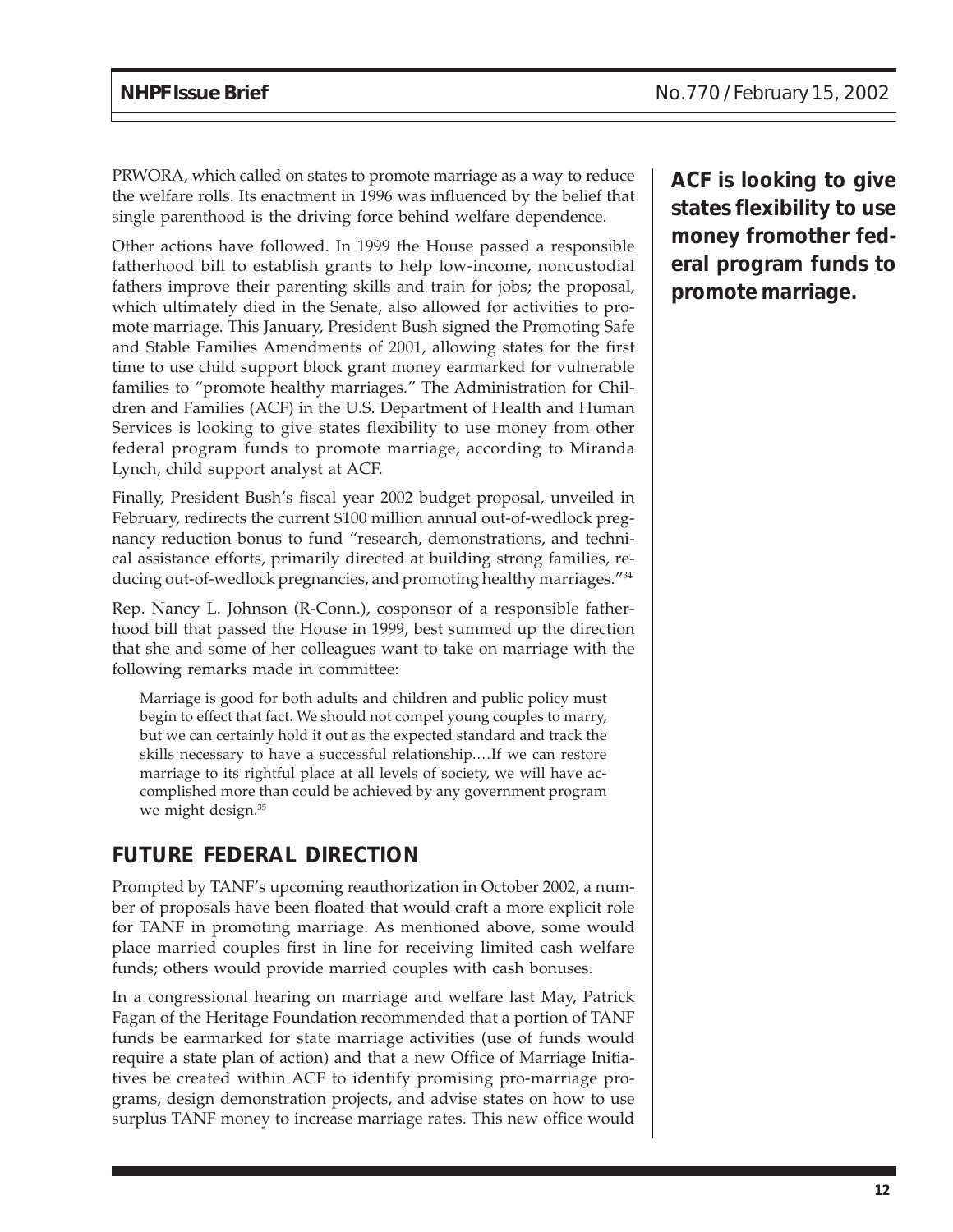PRWORA, which called on states to promote marriage as a way to reduce the welfare rolls. Its enactment in 1996 was influenced by the belief that single parenthood is the driving force behind welfare dependence.

Other actions have followed. In 1999 the House passed a responsible fatherhood bill to establish grants to help low-income, noncustodial fathers improve their parenting skills and train for jobs; the proposal, which ultimately died in the Senate, also allowed for activities to promote marriage. This January, President Bush signed the Promoting Safe and Stable Families Amendments of 2001, allowing states for the first time to use child support block grant money earmarked for vulnerable families to "promote healthy marriages." The Administration for Children and Families (ACF) in the U.S. Department of Health and Human Services is looking to give states flexibility to use money from other federal program funds to promote marriage, according to Miranda Lynch, child support analyst at ACF.

**ACF is looking to give states flexibility to use money fromother federal program funds to promote marriage.**

Finally, President Bush's fiscal year 2002 budget proposal, unveiled in February, redirects the current $100 million annual out-of-wedlock pregnancy reduction bonus to fund "research, demonstrations, and technical assistance efforts, primarily directed at building strong families, reducing out-of-wedlock pregnancies, and promoting healthy marriages."[34]

Rep. Nancy L. Johnson (R-Conn.), cosponsor of a responsible fatherhood bill that passed the House in 1999, best summed up the direction that she and some of her colleagues want to take on marriage with the following remarks made in committee:

> Marriage is good for both adults and children and public policy must begin to effect that fact. We should not compel young couples to marry, but we can certainly hold it out as the expected standard and track the skills necessary to have a successful relationship….If we can restore marriage to its rightful place at all levels of society, we will have accomplished more than could be achieved by any government program we might design.[35]

## FUTURE FEDERAL DIRECTION

Prompted by TANF's upcoming reauthorization in October 2002, a number of proposals have been floated that would craft a more explicit role for TANF in promoting marriage. As mentioned above, some would place married couples first in line for receiving limited cash welfare funds; others would provide married couples with cash bonuses.

In a congressional hearing on marriage and welfare last May, Patrick Fagan of the Heritage Foundation recommended that a portion of TANF funds be earmarked for state marriage activities (use of funds would require a state plan of action) and that a new Office of Marriage Initiatives be created within ACF to identify promising pro-marriage programs, design demonstration projects, and advise states on how to use surplus TANF money to increase marriage rates. This new office would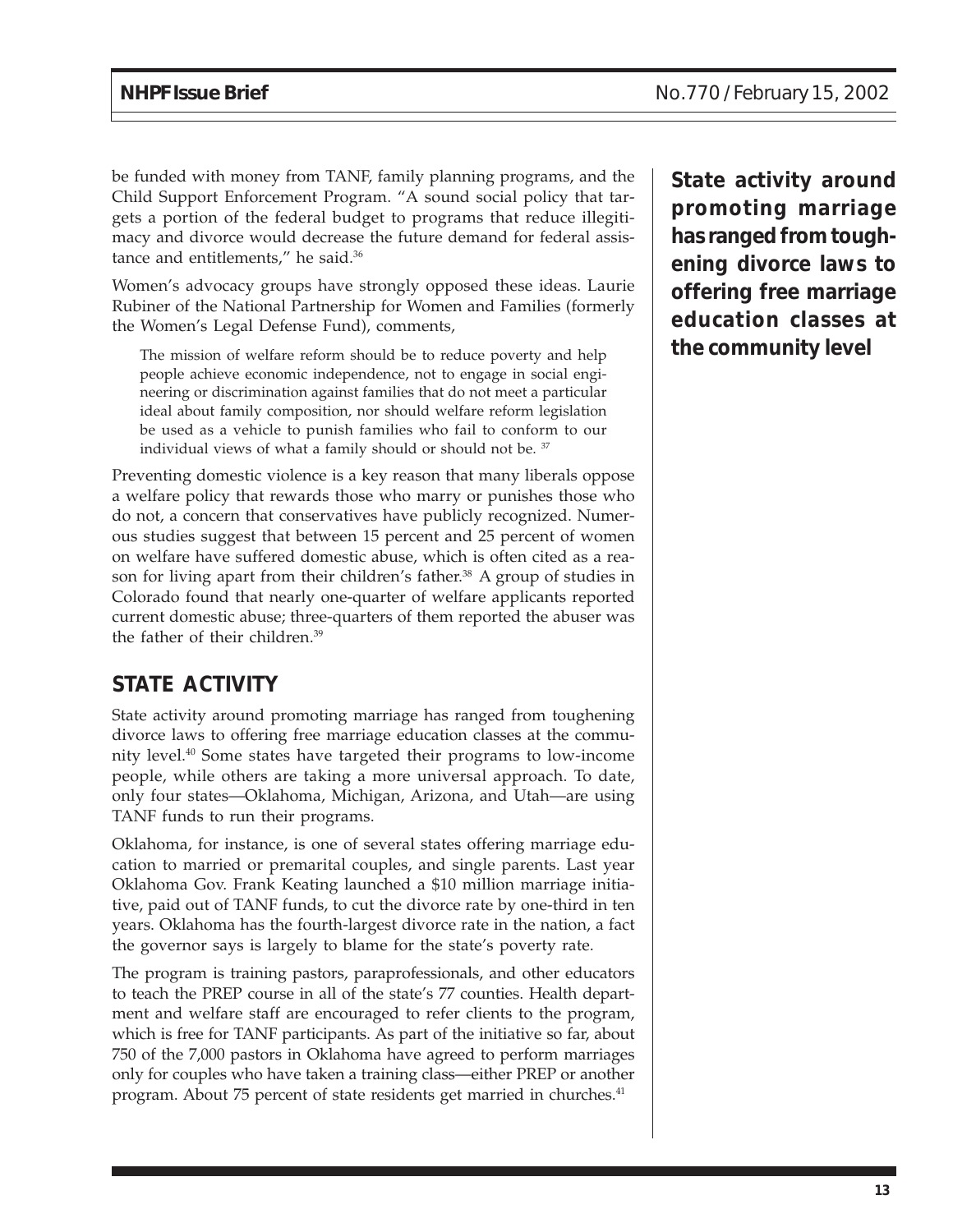be funded with money from TANF, family planning programs, and the Child Support Enforcement Program. "A sound social policy that targets a portion of the federal budget to programs that reduce illegitimacy and divorce would decrease the future demand for federal assistance and entitlements," he said.[36]

Women's advocacy groups have strongly opposed these ideas. Laurie Rubiner of the National Partnership for Women and Families (formerly the Women's Legal Defense Fund), comments,

> The mission of welfare reform should be to reduce poverty and help people achieve economic independence, not to engage in social engineering or discrimination against families that do not meet a particular ideal about family composition, nor should welfare reform legislation be used as a vehicle to punish families who fail to conform to our individual views of what a family should or should not be.[37]

Preventing domestic violence is a key reason that many liberals oppose a welfare policy that rewards those who marry or punishes those who do not, a concern that conservatives have publicly recognized. Numerous studies suggest that between 15 percent and 25 percent of women on welfare have suffered domestic abuse, which is often cited as a reason for living apart from their children's father.[38] A group of studies in Colorado found that nearly one-quarter of welfare applicants reported current domestic abuse; three-quarters of them reported the abuser was the father of their children.[39]

## STATE ACTIVITY

State activity around promoting marriage has ranged from toughening divorce laws to offering free marriage education classes at the community level.[40] Some states have targeted their programs to low-income people, while others are taking a more universal approach. To date, only four states—Oklahoma, Michigan, Arizona, and Utah—are using TANF funds to run their programs.

**State activity around promoting marriage has ranged from toughening divorce laws to offering free marriage education classes at the community level**

Oklahoma, for instance, is one of several states offering marriage education to married or premarital couples, and single parents. Last year Oklahoma Gov. Frank Keating launched a $10 million marriage initiative, paid out of TANF funds, to cut the divorce rate by one-third in ten years. Oklahoma has the fourth-largest divorce rate in the nation, a fact the governor says is largely to blame for the state's poverty rate.

The program is training pastors, paraprofessionals, and other educators to teach the PREP course in all of the state's 77 counties. Health department and welfare staff are encouraged to refer clients to the program, which is free for TANF participants. As part of the initiative so far, about 750 of the 7,000 pastors in Oklahoma have agreed to perform marriages only for couples who have taken a training class—either PREP or another program. About 75 percent of state residents get married in churches.[41]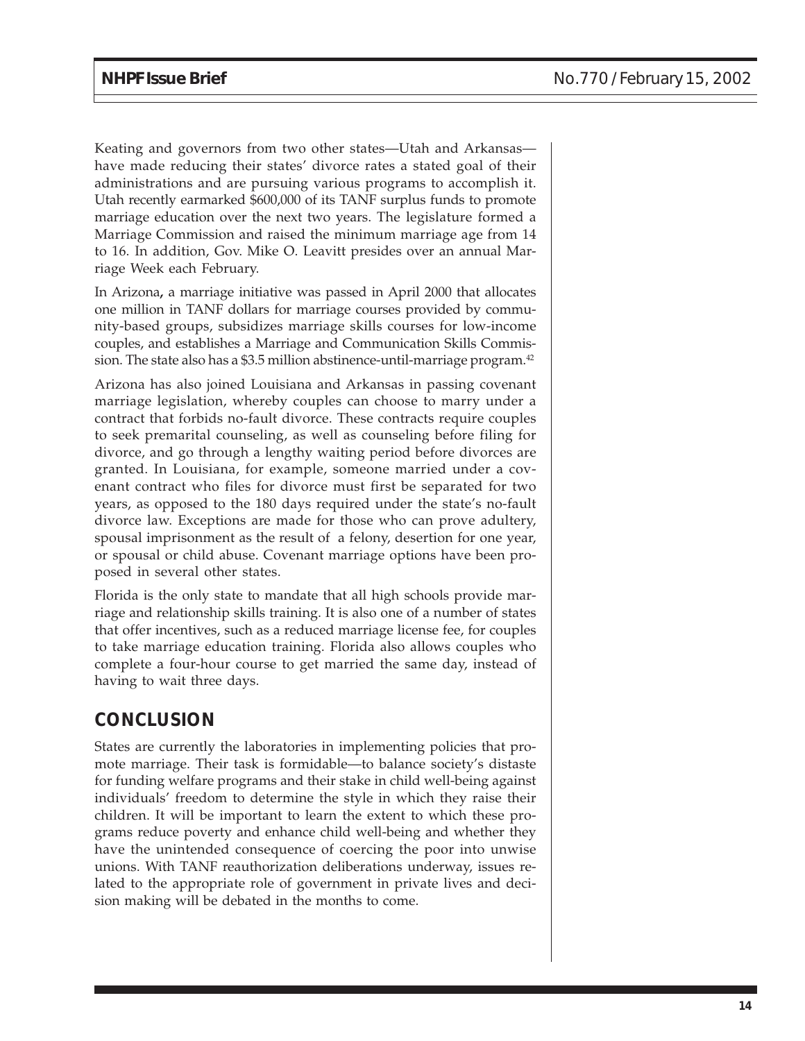Keating and governors from two other states—Utah and Arkansas—have made reducing their states' divorce rates a stated goal of their administrations and are pursuing various programs to accomplish it. Utah recently earmarked $600,000 of its TANF surplus funds to promote marriage education over the next two years. The legislature formed a Marriage Commission and raised the minimum marriage age from 14 to 16. In addition, Gov. Mike O. Leavitt presides over an annual Marriage Week each February.

In Arizona, a marriage initiative was passed in April 2000 that allocates one million in TANF dollars for marriage courses provided by community-based groups, subsidizes marriage skills courses for low-income couples, and establishes a Marriage and Communication Skills Commission. The state also has a $3.5 million abstinence-until-marriage program.[42]

Arizona has also joined Louisiana and Arkansas in passing covenant marriage legislation, whereby couples can choose to marry under a contract that forbids no-fault divorce. These contracts require couples to seek premarital counseling, as well as counseling before filing for divorce, and go through a lengthy waiting period before divorces are granted. In Louisiana, for example, someone married under a covenant contract who files for divorce must first be separated for two years, as opposed to the 180 days required under the state's no-fault divorce law. Exceptions are made for those who can prove adultery, spousal imprisonment as the result of a felony, desertion for one year, or spousal or child abuse. Covenant marriage options have been proposed in several other states.

Florida is the only state to mandate that all high schools provide marriage and relationship skills training. It is also one of a number of states that offer incentives, such as a reduced marriage license fee, for couples to take marriage education training. Florida also allows couples who complete a four-hour course to get married the same day, instead of having to wait three days.

## CONCLUSION

States are currently the laboratories in implementing policies that promote marriage. Their task is formidable—to balance society's distaste for funding welfare programs and their stake in child well-being against individuals' freedom to determine the style in which they raise their children. It will be important to learn the extent to which these programs reduce poverty and enhance child well-being and whether they have the unintended consequence of coercing the poor into unwise unions. With TANF reauthorization deliberations underway, issues related to the appropriate role of government in private lives and decision making will be debated in the months to come.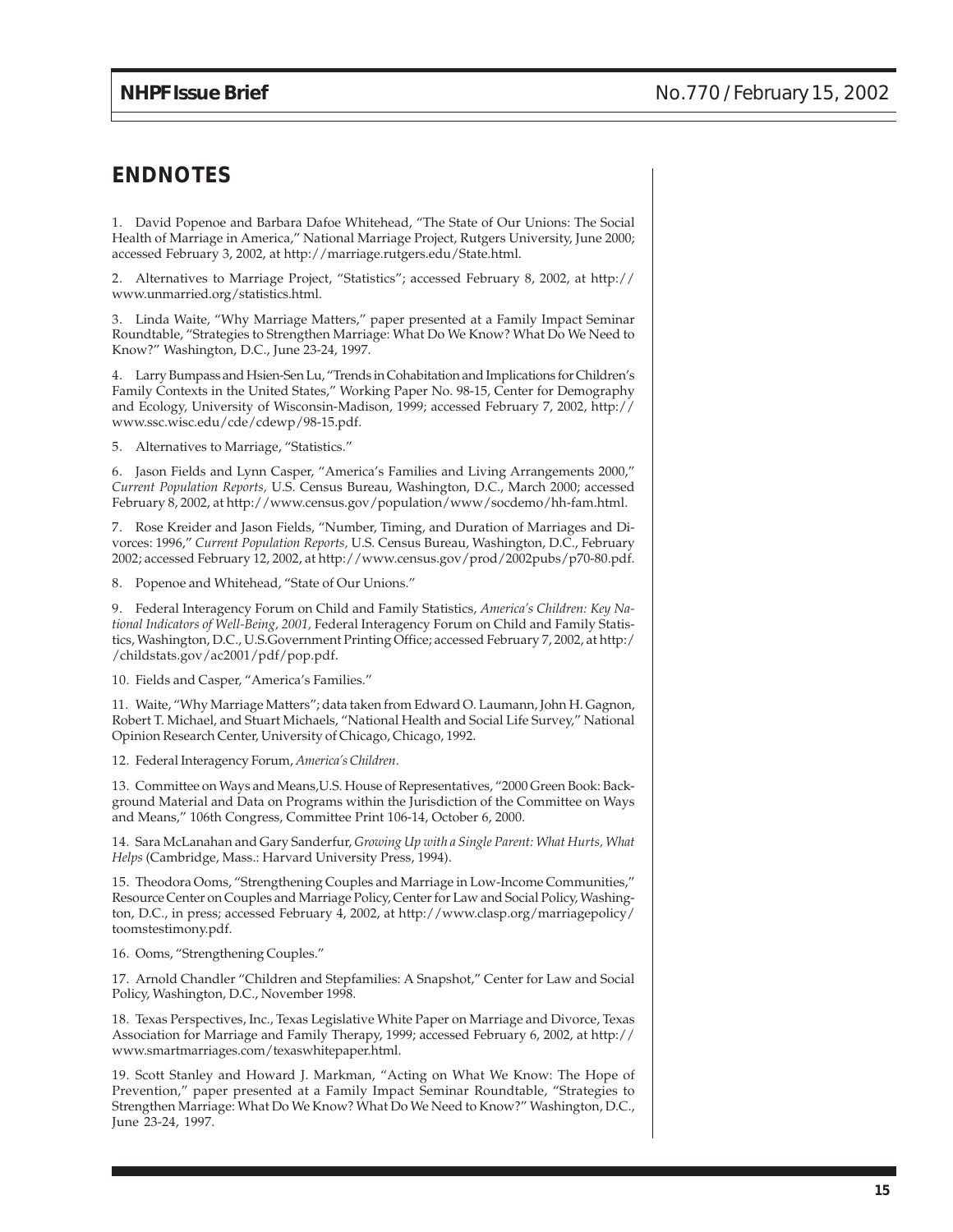## ENDNOTES

1. David Popenoe and Barbara Dafoe Whitehead, "The State of Our Unions: The Social Health of Marriage in America," National Marriage Project, Rutgers University, June 2000; accessed February 3, 2002, at http://marriage.rutgers.edu/State.html.

2. Alternatives to Marriage Project, "Statistics"; accessed February 8, 2002, at http://www.unmarried.org/statistics.html.

3. Linda Waite, "Why Marriage Matters," paper presented at a Family Impact Seminar Roundtable, "Strategies to Strengthen Marriage: What Do We Know? What Do We Need to Know?" Washington, D.C., June 23-24, 1997.

4. Larry Bumpass and Hsien-Sen Lu, "Trends in Cohabitation and Implications for Children's Family Contexts in the United States," Working Paper No. 98-15, Center for Demography and Ecology, University of Wisconsin-Madison, 1999; accessed February 7, 2002, http://www.ssc.wisc.edu/cde/cdewp/98-15.pdf.

5. Alternatives to Marriage, "Statistics."

6. Jason Fields and Lynn Casper, "America's Families and Living Arrangements 2000," *Current Population Reports,* U.S. Census Bureau, Washington, D.C., March 2000; accessed February 8, 2002, at http://www.census.gov/population/www/socdemo/hh-fam.html.

7. Rose Kreider and Jason Fields, "Number, Timing, and Duration of Marriages and Divorces: 1996," *Current Population Reports,* U.S. Census Bureau, Washington, D.C., February 2002; accessed February 12, 2002, at http://www.census.gov/prod/2002pubs/p70-80.pdf.

8. Popenoe and Whitehead, "State of Our Unions."

9. Federal Interagency Forum on Child and Family Statistics, *America's Children: Key National Indicators of Well-Being, 2001,* Federal Interagency Forum on Child and Family Statistics, Washington, D.C., U.S.Government Printing Office; accessed February 7, 2002, at http://childstats.gov/ac2001/pdf/pop.pdf.

10. Fields and Casper, "America's Families."

11. Waite, "Why Marriage Matters"; data taken from Edward O. Laumann, John H. Gagnon, Robert T. Michael, and Stuart Michaels, "National Health and Social Life Survey," National Opinion Research Center, University of Chicago, Chicago, 1992.

12. Federal Interagency Forum, *America's Children*.

13. Committee on Ways and Means,U.S. House of Representatives, "2000 Green Book: Background Material and Data on Programs within the Jurisdiction of the Committee on Ways and Means," 106th Congress, Committee Print 106-14, October 6, 2000.

14. Sara McLanahan and Gary Sanderfur, *Growing Up with a Single Parent: What Hurts, What Helps* (Cambridge, Mass.: Harvard University Press, 1994).

15. Theodora Ooms, "Strengthening Couples and Marriage in Low-Income Communities," Resource Center on Couples and Marriage Policy, Center for Law and Social Policy, Washington, D.C., in press; accessed February 4, 2002, at http://www.clasp.org/marriagepolicy/toomstestimony.pdf.

16. Ooms, "Strengthening Couples."

17. Arnold Chandler "Children and Stepfamilies: A Snapshot," Center for Law and Social Policy, Washington, D.C., November 1998.

18. Texas Perspectives, Inc., Texas Legislative White Paper on Marriage and Divorce, Texas Association for Marriage and Family Therapy, 1999; accessed February 6, 2002, at http://www.smartmarriages.com/texaswhitepaper.html.

19. Scott Stanley and Howard J. Markman, "Acting on What We Know: The Hope of Prevention," paper presented at a Family Impact Seminar Roundtable, "Strategies to Strengthen Marriage: What Do We Know? What Do We Need to Know?" Washington, D.C., June 23-24, 1997.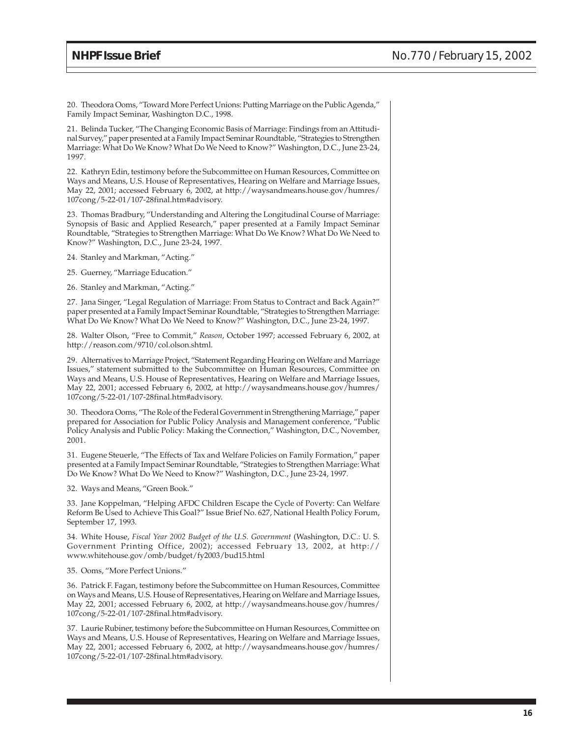20. Theodora Ooms, "Toward More Perfect Unions: Putting Marriage on the Public Agenda," Family Impact Seminar, Washington D.C., 1998.

21. Belinda Tucker, "The Changing Economic Basis of Marriage: Findings from an Attitudinal Survey," paper presented at a Family Impact Seminar Roundtable, "Strategies to Strengthen Marriage: What Do We Know? What Do We Need to Know?" Washington, D.C., June 23-24, 1997.

22. Kathryn Edin, testimony before the Subcommittee on Human Resources, Committee on Ways and Means, U.S. House of Representatives, Hearing on Welfare and Marriage Issues, May 22, 2001; accessed February 6, 2002, at http://waysandmeans.house.gov/humres/107cong/5-22-01/107-28final.htm#advisory.

23. Thomas Bradbury, "Understanding and Altering the Longitudinal Course of Marriage: Synopsis of Basic and Applied Research," paper presented at a Family Impact Seminar Roundtable, "Strategies to Strengthen Marriage: What Do We Know? What Do We Need to Know?" Washington, D.C., June 23-24, 1997.

24. Stanley and Markman, "Acting."

25. Guerney, "Marriage Education."

26. Stanley and Markman, "Acting."

27. Jana Singer, "Legal Regulation of Marriage: From Status to Contract and Back Again?" paper presented at a Family Impact Seminar Roundtable, "Strategies to Strengthen Marriage: What Do We Know? What Do We Need to Know?" Washington, D.C., June 23-24, 1997.

28. Walter Olson, "Free to Commit," *Reason*, October 1997; accessed February 6, 2002, at http://reason.com/9710/col.olson.shtml.

29. Alternatives to Marriage Project, "Statement Regarding Hearing on Welfare and Marriage Issues," statement submitted to the Subcommittee on Human Resources, Committee on Ways and Means, U.S. House of Representatives, Hearing on Welfare and Marriage Issues, May 22, 2001; accessed February 6, 2002, at http://waysandmeans.house.gov/humres/107cong/5-22-01/107-28final.htm#advisory.

30. Theodora Ooms, "The Role of the Federal Government in Strengthening Marriage," paper prepared for Association for Public Policy Analysis and Management conference, "Public Policy Analysis and Public Policy: Making the Connection," Washington, D.C., November, 2001.

31. Eugene Steuerle, "The Effects of Tax and Welfare Policies on Family Formation," paper presented at a Family Impact Seminar Roundtable, "Strategies to Strengthen Marriage: What Do We Know? What Do We Need to Know?" Washington, D.C., June 23-24, 1997.

32. Ways and Means, "Green Book."

33. Jane Koppelman, "Helping AFDC Children Escape the Cycle of Poverty: Can Welfare Reform Be Used to Achieve This Goal?" Issue Brief No. 627, National Health Policy Forum, September 17, 1993.

34. White House, *Fiscal Year 2002 Budget of the U.S. Government* (Washington, D.C.: U. S. Government Printing Office, 2002); accessed February 13, 2002, at http://www.whitehouse.gov/omb/budget/fy2003/bud15.html

35. Ooms, "More Perfect Unions."

36. Patrick F. Fagan, testimony before the Subcommittee on Human Resources, Committee on Ways and Means, U.S. House of Representatives, Hearing on Welfare and Marriage Issues, May 22, 2001; accessed February 6, 2002, at http://waysandmeans.house.gov/humres/107cong/5-22-01/107-28final.htm#advisory.

37. Laurie Rubiner, testimony before the Subcommittee on Human Resources, Committee on Ways and Means, U.S. House of Representatives, Hearing on Welfare and Marriage Issues, May 22, 2001; accessed February 6, 2002, at http://waysandmeans.house.gov/humres/107cong/5-22-01/107-28final.htm#advisory.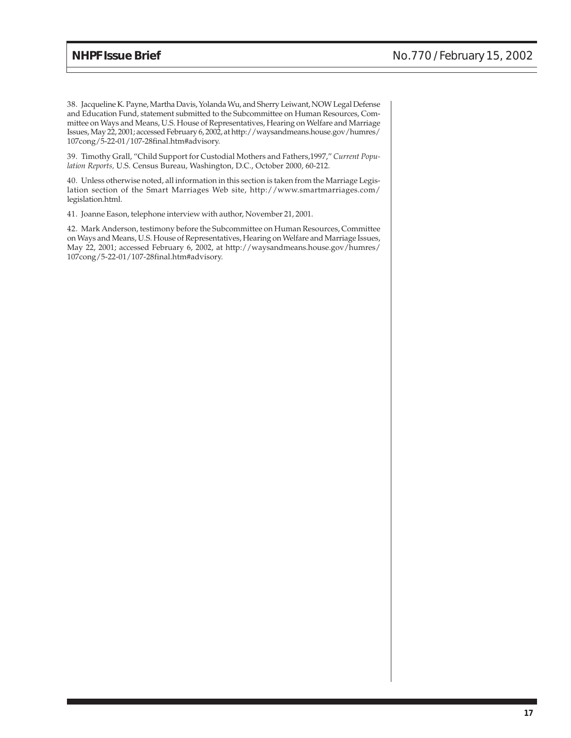38. Jacqueline K. Payne, Martha Davis, Yolanda Wu, and Sherry Leiwant, NOW Legal Defense and Education Fund, statement submitted to the Subcommittee on Human Resources, Committee on Ways and Means, U.S. House of Representatives, Hearing on Welfare and Marriage Issues, May 22, 2001; accessed February 6, 2002, at http://waysandmeans.house.gov/humres/107cong/5-22-01/107-28final.htm#advisory.

39. Timothy Grall, "Child Support for Custodial Mothers and Fathers,1997," *Current Population Reports,* U.S. Census Bureau, Washington, D.C., October 2000, 60-212.

40. Unless otherwise noted, all information in this section is taken from the Marriage Legislation section of the Smart Marriages Web site, http://www.smartmarriages.com/legislation.html.

41. Joanne Eason, telephone interview with author, November 21, 2001.

42. Mark Anderson, testimony before the Subcommittee on Human Resources, Committee on Ways and Means, U.S. House of Representatives, Hearing on Welfare and Marriage Issues, May 22, 2001; accessed February 6, 2002, at http://waysandmeans.house.gov/humres/107cong/5-22-01/107-28final.htm#advisory.